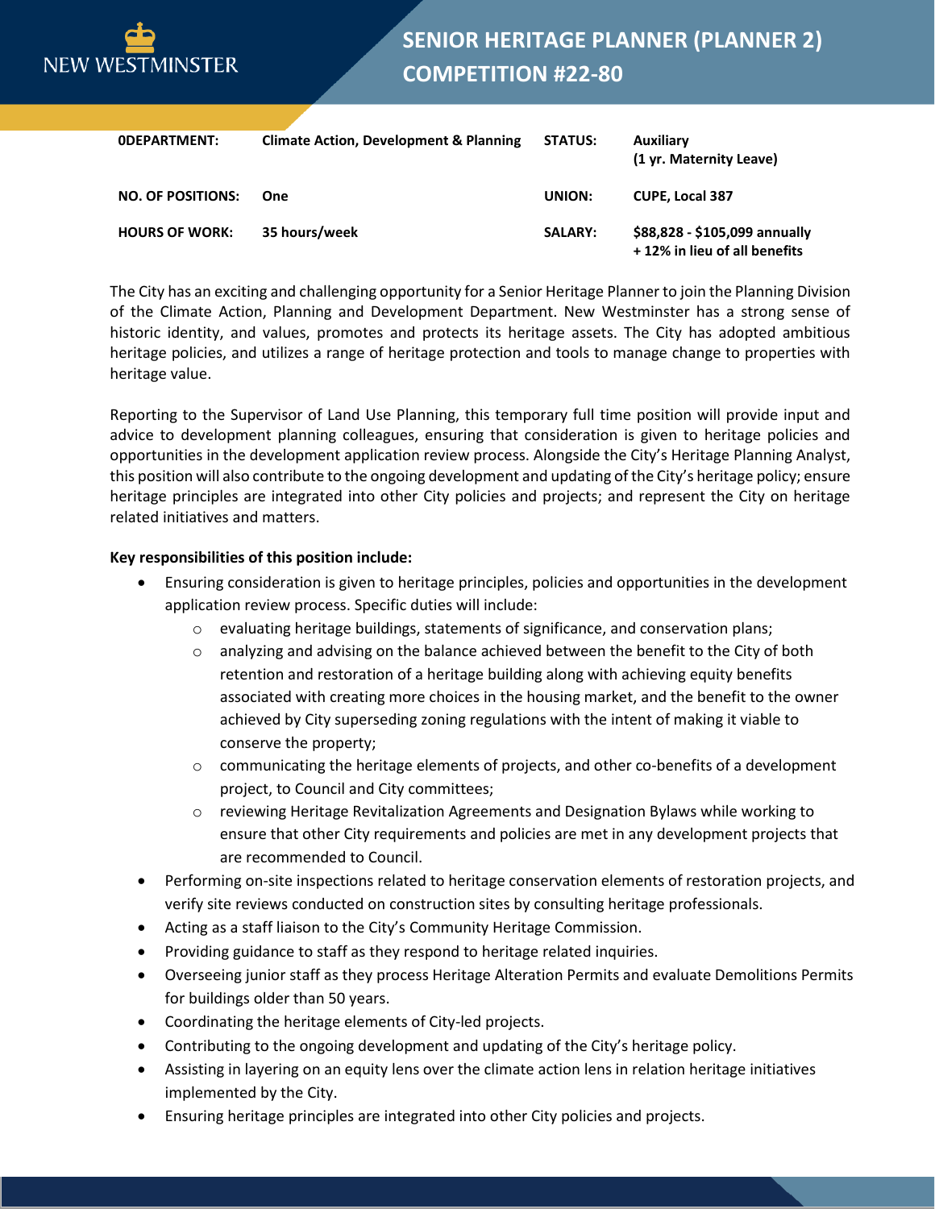NEW WESTMINSTER

# SENIOR HERITAGE PLANNER (PLANNER 2) COMPETITION #22-80

| | | | |
|---|---|---|---|
| **0DEPARTMENT:** | **Climate Action, Development & Planning** | **STATUS:** | **Auxiliary (1 yr. Maternity Leave)** |
| **NO. OF POSITIONS:** | **One** | **UNION:** | **CUPE, Local 387** |
| **HOURS OF WORK:** | **35 hours/week** | **SALARY:** | **$88,828 - $105,099 annually + 12% in lieu of all benefits** |

The City has an exciting and challenging opportunity for a Senior Heritage Planner to join the Planning Division of the Climate Action, Planning and Development Department. New Westminster has a strong sense of historic identity, and values, promotes and protects its heritage assets. The City has adopted ambitious heritage policies, and utilizes a range of heritage protection and tools to manage change to properties with heritage value.

Reporting to the Supervisor of Land Use Planning, this temporary full time position will provide input and advice to development planning colleagues, ensuring that consideration is given to heritage policies and opportunities in the development application review process. Alongside the City's Heritage Planning Analyst, this position will also contribute to the ongoing development and updating of the City's heritage policy; ensure heritage principles are integrated into other City policies and projects; and represent the City on heritage related initiatives and matters.

**Key responsibilities of this position include:**

- Ensuring consideration is given to heritage principles, policies and opportunities in the development application review process. Specific duties will include:
  - evaluating heritage buildings, statements of significance, and conservation plans;
  - analyzing and advising on the balance achieved between the benefit to the City of both retention and restoration of a heritage building along with achieving equity benefits associated with creating more choices in the housing market, and the benefit to the owner achieved by City superseding zoning regulations with the intent of making it viable to conserve the property;
  - communicating the heritage elements of projects, and other co-benefits of a development project, to Council and City committees;
  - reviewing Heritage Revitalization Agreements and Designation Bylaws while working to ensure that other City requirements and policies are met in any development projects that are recommended to Council.
- Performing on-site inspections related to heritage conservation elements of restoration projects, and verify site reviews conducted on construction sites by consulting heritage professionals.
- Acting as a staff liaison to the City's Community Heritage Commission.
- Providing guidance to staff as they respond to heritage related inquiries.
- Overseeing junior staff as they process Heritage Alteration Permits and evaluate Demolitions Permits for buildings older than 50 years.
- Coordinating the heritage elements of City-led projects.
- Contributing to the ongoing development and updating of the City's heritage policy.
- Assisting in layering on an equity lens over the climate action lens in relation heritage initiatives implemented by the City.
- Ensuring heritage principles are integrated into other City policies and projects.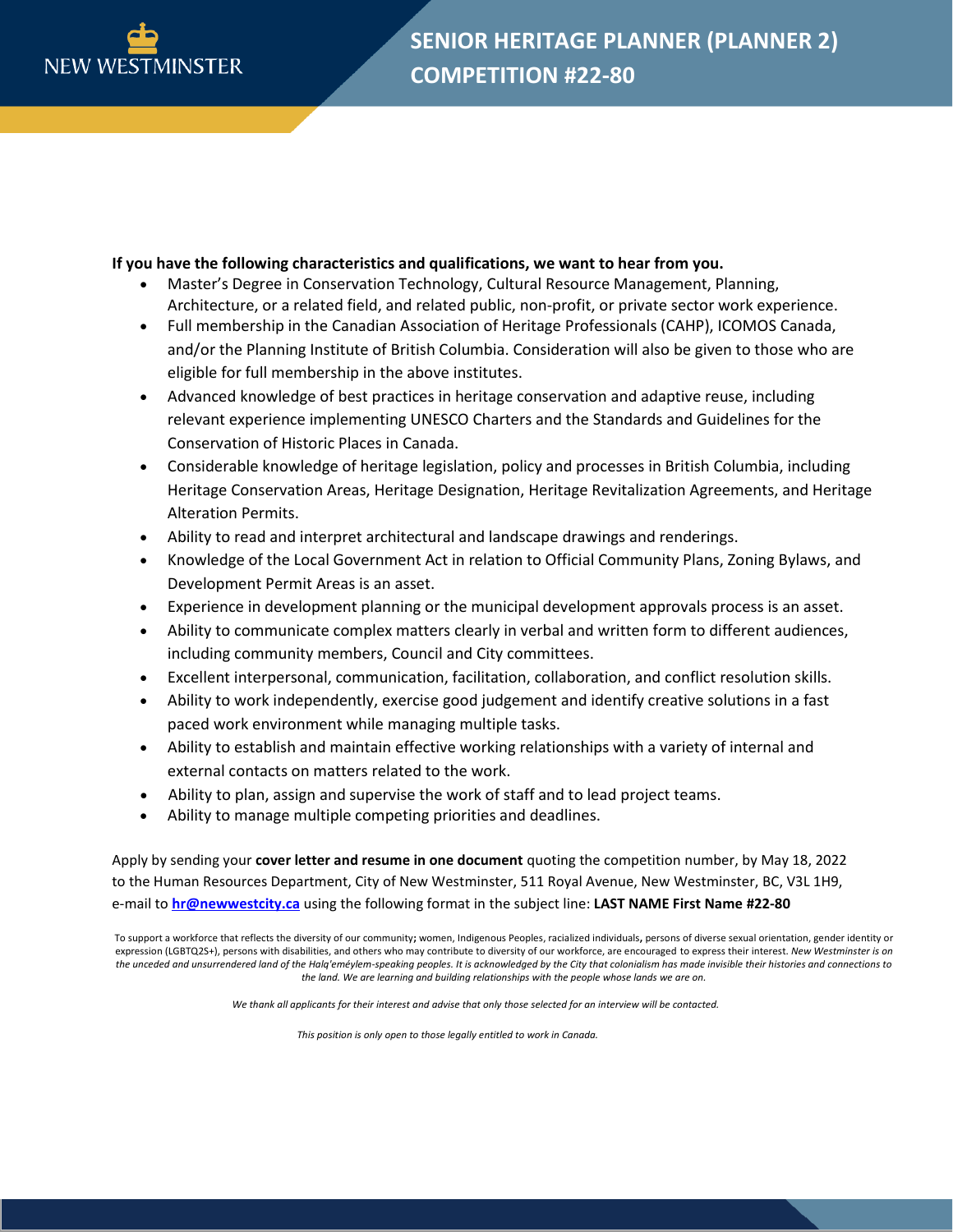**If you have the following characteristics and qualifications, we want to hear from you.**

- Master's Degree in Conservation Technology, Cultural Resource Management, Planning, Architecture, or a related field, and related public, non-profit, or private sector work experience.
- Full membership in the Canadian Association of Heritage Professionals (CAHP), ICOMOS Canada, and/or the Planning Institute of British Columbia. Consideration will also be given to those who are eligible for full membership in the above institutes.
- Advanced knowledge of best practices in heritage conservation and adaptive reuse, including relevant experience implementing UNESCO Charters and the Standards and Guidelines for the Conservation of Historic Places in Canada.
- Considerable knowledge of heritage legislation, policy and processes in British Columbia, including Heritage Conservation Areas, Heritage Designation, Heritage Revitalization Agreements, and Heritage Alteration Permits.
- Ability to read and interpret architectural and landscape drawings and renderings.
- Knowledge of the Local Government Act in relation to Official Community Plans, Zoning Bylaws, and Development Permit Areas is an asset.
- Experience in development planning or the municipal development approvals process is an asset.
- Ability to communicate complex matters clearly in verbal and written form to different audiences, including community members, Council and City committees.
- Excellent interpersonal, communication, facilitation, collaboration, and conflict resolution skills.
- Ability to work independently, exercise good judgement and identify creative solutions in a fast paced work environment while managing multiple tasks.
- Ability to establish and maintain effective working relationships with a variety of internal and external contacts on matters related to the work.
- Ability to plan, assign and supervise the work of staff and to lead project teams.
- Ability to manage multiple competing priorities and deadlines.

Apply by sending your **cover letter and resume in one document** quoting the competition number, by May 18, 2022 to the Human Resources Department, City of New Westminster, 511 Royal Avenue, New Westminster, BC, V3L 1H9, e-mail to **hr@newwestcity.ca** using the following format in the subject line: **LAST NAME First Name #22-80**

To support a workforce that reflects the diversity of our community; women, Indigenous Peoples, racialized individuals, persons of diverse sexual orientation, gender identity or expression (LGBTQ2S+), persons with disabilities, and others who may contribute to diversity of our workforce, are encouraged to express their interest. *New Westminster is on the unceded and unsurrendered land of the Halq'eméylem-speaking peoples. It is acknowledged by the City that colonialism has made invisible their histories and connections to the land. We are learning and building relationships with the people whose lands we are on.*

*We thank all applicants for their interest and advise that only those selected for an interview will be contacted.*

*This position is only open to those legally entitled to work in Canada.*